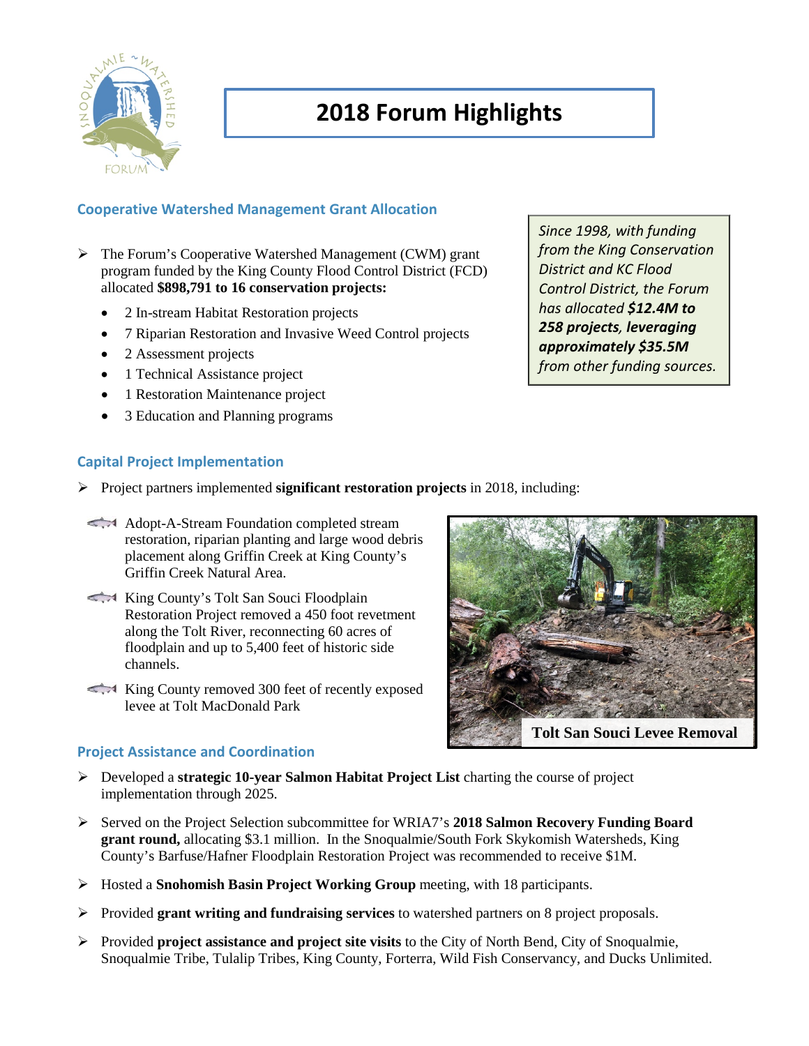# 2018 Forum Highlights

## Cooperative Watershed Management Grant Allocation

- The Forum's Cooperative Watershed Management (CWM) grant program funded by the King County Flood Control District (FCD) allocated **$898,791 to 16 conservation projects:**
  - 2 In-stream Habitat Restoration projects
  - 7 Riparian Restoration and Invasive Weed Control projects
  - 2 Assessment projects
  - 1 Technical Assistance project
  - 1 Restoration Maintenance project
  - 3 Education and Planning programs

*Since 1998, with funding from the King Conservation District and KC Flood Control District, the Forum has allocated* ***$12.4M to 258 projects****,* ***leveraging approximately $35.5M*** *from other funding sources.*

## Capital Project Implementation

- Project partners implemented **significant restoration projects** in 2018, including:
  - Adopt-A-Stream Foundation completed stream restoration, riparian planting and large wood debris placement along Griffin Creek at King County's Griffin Creek Natural Area.
  - King County's Tolt San Souci Floodplain Restoration Project removed a 450 foot revetment along the Tolt River, reconnecting 60 acres of floodplain and up to 5,400 feet of historic side channels.
  - King County removed 300 feet of recently exposed levee at Tolt MacDonald Park

Tolt San Souci Levee Removal

## Project Assistance and Coordination

- Developed a **strategic 10-year Salmon Habitat Project List** charting the course of project implementation through 2025.
- Served on the Project Selection subcommittee for WRIA7's **2018 Salmon Recovery Funding Board grant round,** allocating $3.1 million. In the Snoqualmie/South Fork Skykomish Watersheds, King County's Barfuse/Hafner Floodplain Restoration Project was recommended to receive $1M.
- Hosted a **Snohomish Basin Project Working Group** meeting, with 18 participants.
- Provided **grant writing and fundraising services** to watershed partners on 8 project proposals.
- Provided **project assistance and project site visits** to the City of North Bend, City of Snoqualmie, Snoqualmie Tribe, Tulalip Tribes, King County, Forterra, Wild Fish Conservancy, and Ducks Unlimited.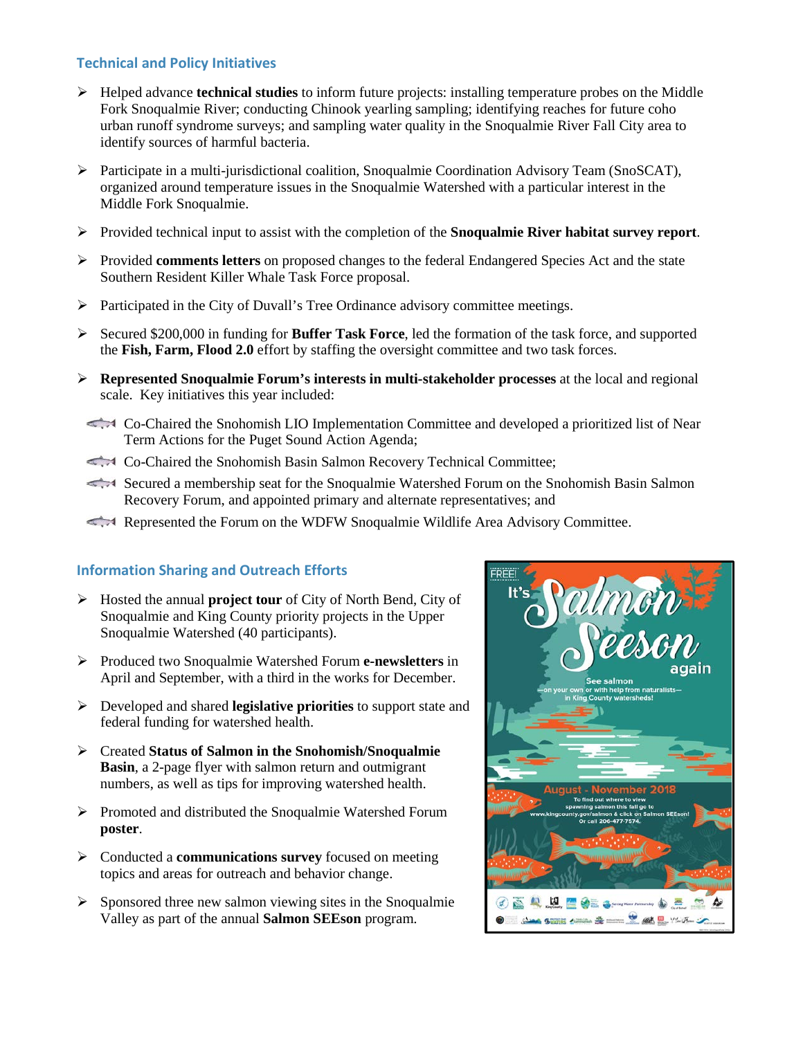### Technical and Policy Initiatives

- Helped advance **technical studies** to inform future projects: installing temperature probes on the Middle Fork Snoqualmie River; conducting Chinook yearling sampling; identifying reaches for future coho urban runoff syndrome surveys; and sampling water quality in the Snoqualmie River Fall City area to identify sources of harmful bacteria.
- Participate in a multi-jurisdictional coalition, Snoqualmie Coordination Advisory Team (SnoSCAT), organized around temperature issues in the Snoqualmie Watershed with a particular interest in the Middle Fork Snoqualmie.
- Provided technical input to assist with the completion of the **Snoqualmie River habitat survey report**.
- Provided **comments letters** on proposed changes to the federal Endangered Species Act and the state Southern Resident Killer Whale Task Force proposal.
- Participated in the City of Duvall's Tree Ordinance advisory committee meetings.
- Secured $200,000 in funding for **Buffer Task Force**, led the formation of the task force, and supported the **Fish, Farm, Flood 2.0** effort by staffing the oversight committee and two task forces.
- **Represented Snoqualmie Forum's interests in multi-stakeholder processes** at the local and regional scale. Key initiatives this year included:
  - Co-Chaired the Snohomish LIO Implementation Committee and developed a prioritized list of Near Term Actions for the Puget Sound Action Agenda;
  - Co-Chaired the Snohomish Basin Salmon Recovery Technical Committee;
  - Secured a membership seat for the Snoqualmie Watershed Forum on the Snohomish Basin Salmon Recovery Forum, and appointed primary and alternate representatives; and
  - Represented the Forum on the WDFW Snoqualmie Wildlife Area Advisory Committee.

### Information Sharing and Outreach Efforts

- Hosted the annual **project tour** of City of North Bend, City of Snoqualmie and King County priority projects in the Upper Snoqualmie Watershed (40 participants).
- Produced two Snoqualmie Watershed Forum **e-newsletters** in April and September, with a third in the works for December.
- Developed and shared **legislative priorities** to support state and federal funding for watershed health.
- Created **Status of Salmon in the Snohomish/Snoqualmie Basin**, a 2-page flyer with salmon return and outmigrant numbers, as well as tips for improving watershed health.
- Promoted and distributed the Snoqualmie Watershed Forum **poster**.
- Conducted a **communications survey** focused on meeting topics and areas for outreach and behavior change.
- Sponsored three new salmon viewing sites in the Snoqualmie Valley as part of the annual **Salmon SEEson** program.